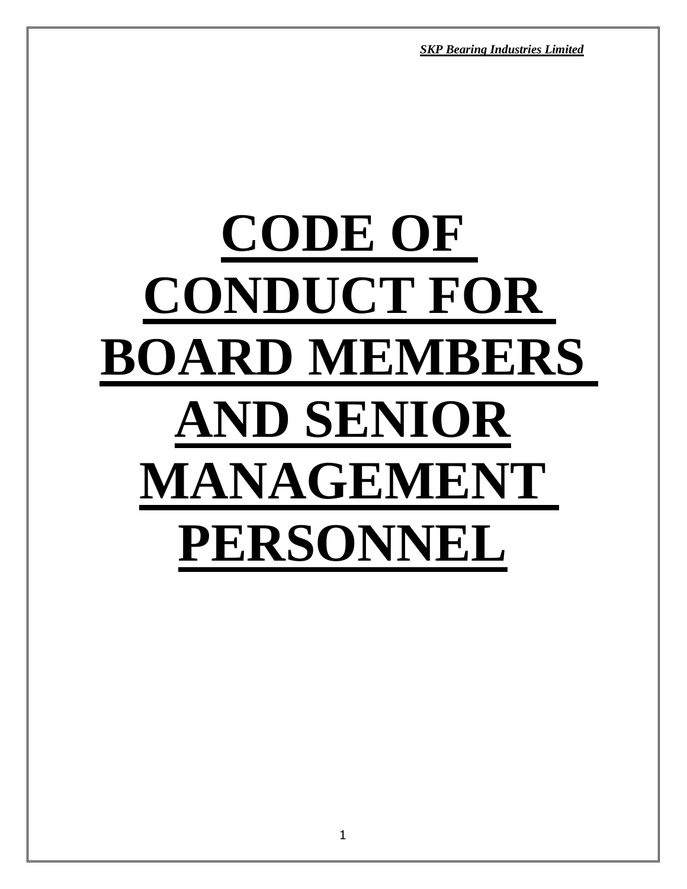# CODE OF CONDUCT FOR BOARD MEMBERS AND SENIOR MANAGEMENT PERSONNEL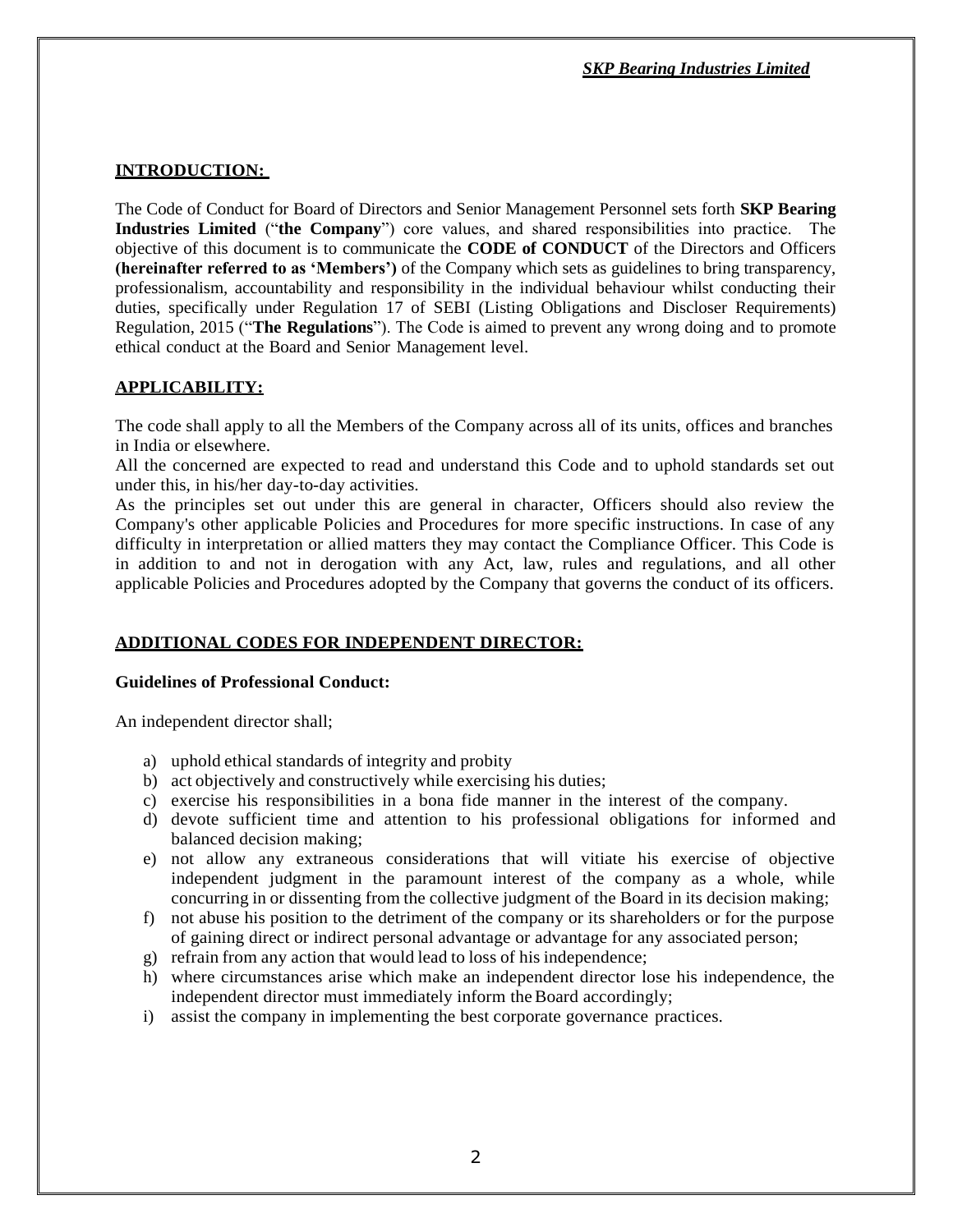## INTRODUCTION:

The Code of Conduct for Board of Directors and Senior Management Personnel sets forth **SKP Bearing Industries Limited** ("**the Company**") core values, and shared responsibilities into practice. The objective of this document is to communicate the **CODE of CONDUCT** of the Directors and Officers **(hereinafter referred to as 'Members')** of the Company which sets as guidelines to bring transparency, professionalism, accountability and responsibility in the individual behaviour whilst conducting their duties, specifically under Regulation 17 of SEBI (Listing Obligations and Discloser Requirements) Regulation, 2015 ("**The Regulations**"). The Code is aimed to prevent any wrong doing and to promote ethical conduct at the Board and Senior Management level.

## APPLICABILITY:

The code shall apply to all the Members of the Company across all of its units, offices and branches in India or elsewhere.

All the concerned are expected to read and understand this Code and to uphold standards set out under this, in his/her day-to-day activities.

As the principles set out under this are general in character, Officers should also review the Company's other applicable Policies and Procedures for more specific instructions. In case of any difficulty in interpretation or allied matters they may contact the Compliance Officer. This Code is in addition to and not in derogation with any Act, law, rules and regulations, and all other applicable Policies and Procedures adopted by the Company that governs the conduct of its officers.

## ADDITIONAL CODES FOR INDEPENDENT DIRECTOR:

### Guidelines of Professional Conduct:

An independent director shall;

a) uphold ethical standards of integrity and probity
b) act objectively and constructively while exercising his duties;
c) exercise his responsibilities in a bona fide manner in the interest of the company.
d) devote sufficient time and attention to his professional obligations for informed and balanced decision making;
e) not allow any extraneous considerations that will vitiate his exercise of objective independent judgment in the paramount interest of the company as a whole, while concurring in or dissenting from the collective judgment of the Board in its decision making;
f) not abuse his position to the detriment of the company or its shareholders or for the purpose of gaining direct or indirect personal advantage or advantage for any associated person;
g) refrain from any action that would lead to loss of his independence;
h) where circumstances arise which make an independent director lose his independence, the independent director must immediately inform the Board accordingly;
i) assist the company in implementing the best corporate governance practices.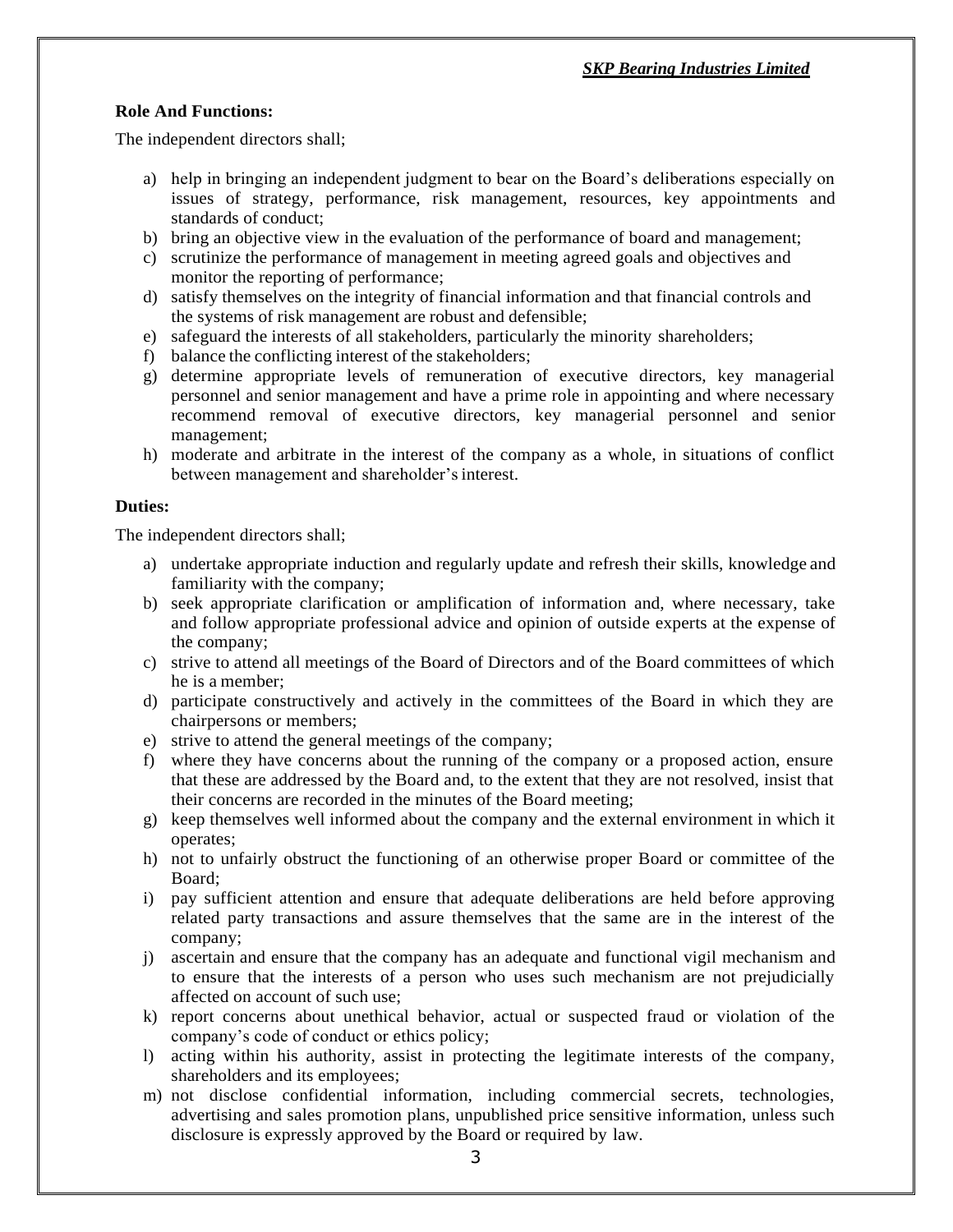**Role And Functions:**

The independent directors shall;

a) help in bringing an independent judgment to bear on the Board's deliberations especially on issues of strategy, performance, risk management, resources, key appointments and standards of conduct;
b) bring an objective view in the evaluation of the performance of board and management;
c) scrutinize the performance of management in meeting agreed goals and objectives and monitor the reporting of performance;
d) satisfy themselves on the integrity of financial information and that financial controls and the systems of risk management are robust and defensible;
e) safeguard the interests of all stakeholders, particularly the minority shareholders;
f) balance the conflicting interest of the stakeholders;
g) determine appropriate levels of remuneration of executive directors, key managerial personnel and senior management and have a prime role in appointing and where necessary recommend removal of executive directors, key managerial personnel and senior management;
h) moderate and arbitrate in the interest of the company as a whole, in situations of conflict between management and shareholder's interest.

**Duties:**

The independent directors shall;

a) undertake appropriate induction and regularly update and refresh their skills, knowledge and familiarity with the company;
b) seek appropriate clarification or amplification of information and, where necessary, take and follow appropriate professional advice and opinion of outside experts at the expense of the company;
c) strive to attend all meetings of the Board of Directors and of the Board committees of which he is a member;
d) participate constructively and actively in the committees of the Board in which they are chairpersons or members;
e) strive to attend the general meetings of the company;
f) where they have concerns about the running of the company or a proposed action, ensure that these are addressed by the Board and, to the extent that they are not resolved, insist that their concerns are recorded in the minutes of the Board meeting;
g) keep themselves well informed about the company and the external environment in which it operates;
h) not to unfairly obstruct the functioning of an otherwise proper Board or committee of the Board;
i) pay sufficient attention and ensure that adequate deliberations are held before approving related party transactions and assure themselves that the same are in the interest of the company;
j) ascertain and ensure that the company has an adequate and functional vigil mechanism and to ensure that the interests of a person who uses such mechanism are not prejudicially affected on account of such use;
k) report concerns about unethical behavior, actual or suspected fraud or violation of the company's code of conduct or ethics policy;
l) acting within his authority, assist in protecting the legitimate interests of the company, shareholders and its employees;
m) not disclose confidential information, including commercial secrets, technologies, advertising and sales promotion plans, unpublished price sensitive information, unless such disclosure is expressly approved by the Board or required by law.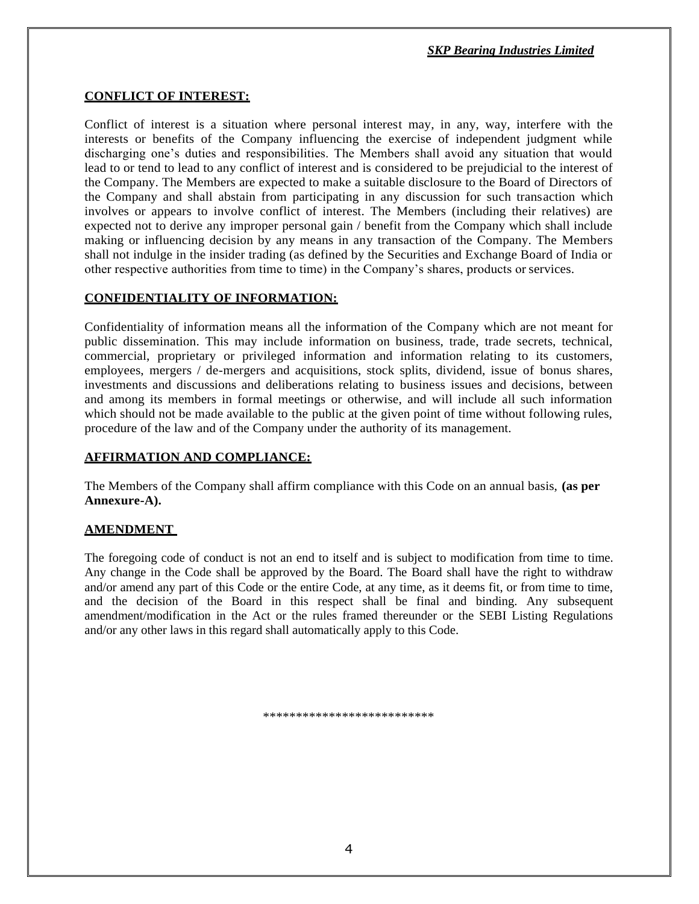## CONFLICT OF INTEREST:

Conflict of interest is a situation where personal interest may, in any, way, interfere with the interests or benefits of the Company influencing the exercise of independent judgment while discharging one's duties and responsibilities. The Members shall avoid any situation that would lead to or tend to lead to any conflict of interest and is considered to be prejudicial to the interest of the Company. The Members are expected to make a suitable disclosure to the Board of Directors of the Company and shall abstain from participating in any discussion for such transaction which involves or appears to involve conflict of interest. The Members (including their relatives) are expected not to derive any improper personal gain / benefit from the Company which shall include making or influencing decision by any means in any transaction of the Company. The Members shall not indulge in the insider trading (as defined by the Securities and Exchange Board of India or other respective authorities from time to time) in the Company's shares, products or services.

## CONFIDENTIALITY OF INFORMATION:

Confidentiality of information means all the information of the Company which are not meant for public dissemination. This may include information on business, trade, trade secrets, technical, commercial, proprietary or privileged information and information relating to its customers, employees, mergers / de-mergers and acquisitions, stock splits, dividend, issue of bonus shares, investments and discussions and deliberations relating to business issues and decisions, between and among its members in formal meetings or otherwise, and will include all such information which should not be made available to the public at the given point of time without following rules, procedure of the law and of the Company under the authority of its management.

## AFFIRMATION AND COMPLIANCE:

The Members of the Company shall affirm compliance with this Code on an annual basis, **(as per Annexure-A).**

## AMENDMENT

The foregoing code of conduct is not an end to itself and is subject to modification from time to time. Any change in the Code shall be approved by the Board. The Board shall have the right to withdraw and/or amend any part of this Code or the entire Code, at any time, as it deems fit, or from time to time, and the decision of the Board in this respect shall be final and binding. Any subsequent amendment/modification in the Act or the rules framed thereunder or the SEBI Listing Regulations and/or any other laws in this regard shall automatically apply to this Code.

**************************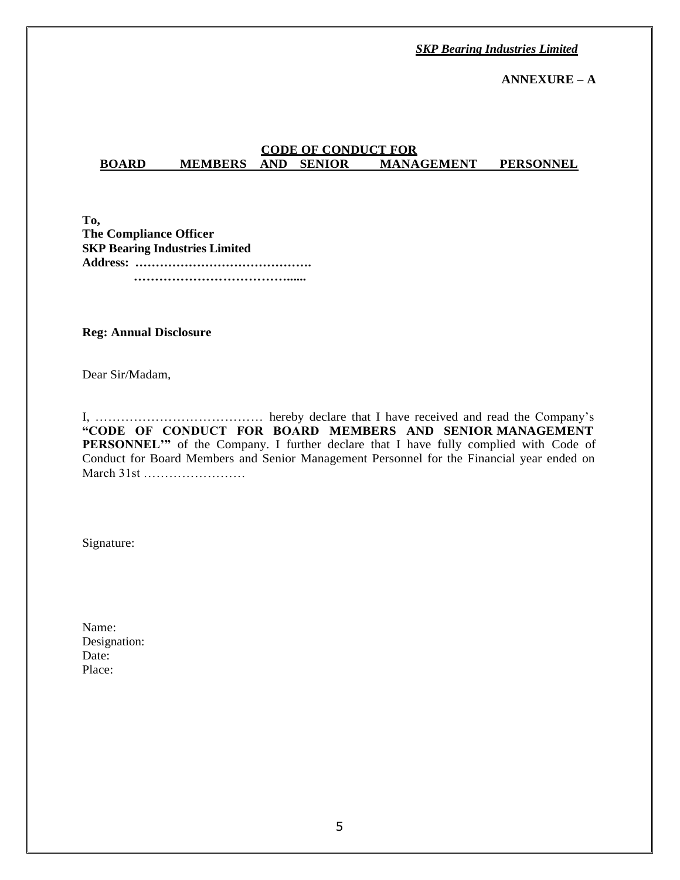***SKP Bearing Industries Limited***

**ANNEXURE – A**

## CODE OF CONDUCT FOR BOARD MEMBERS AND SENIOR MANAGEMENT PERSONNEL

**To,**
**The Compliance Officer**
**SKP Bearing Industries Limited**
**Address: …………………………………….**
**………………………………......**

**Reg: Annual Disclosure**

Dear Sir/Madam,

I, ………………………………… hereby declare that I have received and read the Company's **"CODE OF CONDUCT FOR BOARD MEMBERS AND SENIOR MANAGEMENT PERSONNEL'"** of the Company. I further declare that I have fully complied with Code of Conduct for Board Members and Senior Management Personnel for the Financial year ended on March 31st ……………………

Signature:

Name:
Designation:
Date:
Place: